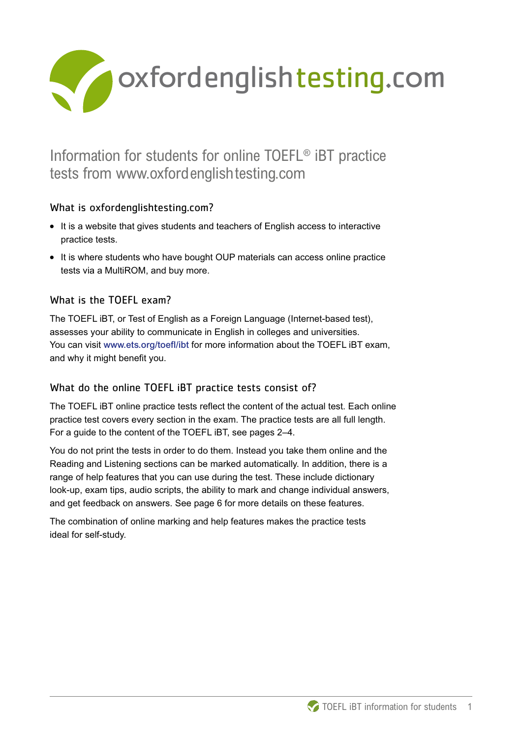# oxfordenglishtesting.com

## Information for students for online TOEFL® iBT practice tests from www.oxfordenglishtesting.com

### What is oxfordenglishtesting.com?

- It is a website that gives students and teachers of English access to interactive practice tests.
- It is where students who have bought OUP materials can access online practice tests via a MultiROM, and buy more.

### What is the TOEFL exam?

The TOEFL iBT, or Test of English as a Foreign Language (Internet-based test), assesses your ability to communicate in English in colleges and universities. You can visit www.ets.org/toefl/ibt for more information about the TOEFL iBT exam, and why it might benefit you.

### What do the online TOEFL iBT practice tests consist of?

The TOEFL iBT online practice tests reflect the content of the actual test. Each online practice test covers every section in the exam. The practice tests are all full length. For a guide to the content of the TOEFL iBT, see pages 2–4.

You do not print the tests in order to do them. Instead you take them online and the Reading and Listening sections can be marked automatically. In addition, there is a range of help features that you can use during the test. These include dictionary look-up, exam tips, audio scripts, the ability to mark and change individual answers, and get feedback on answers. See page 6 for more details on these features.

The combination of online marking and help features makes the practice tests ideal for self-study.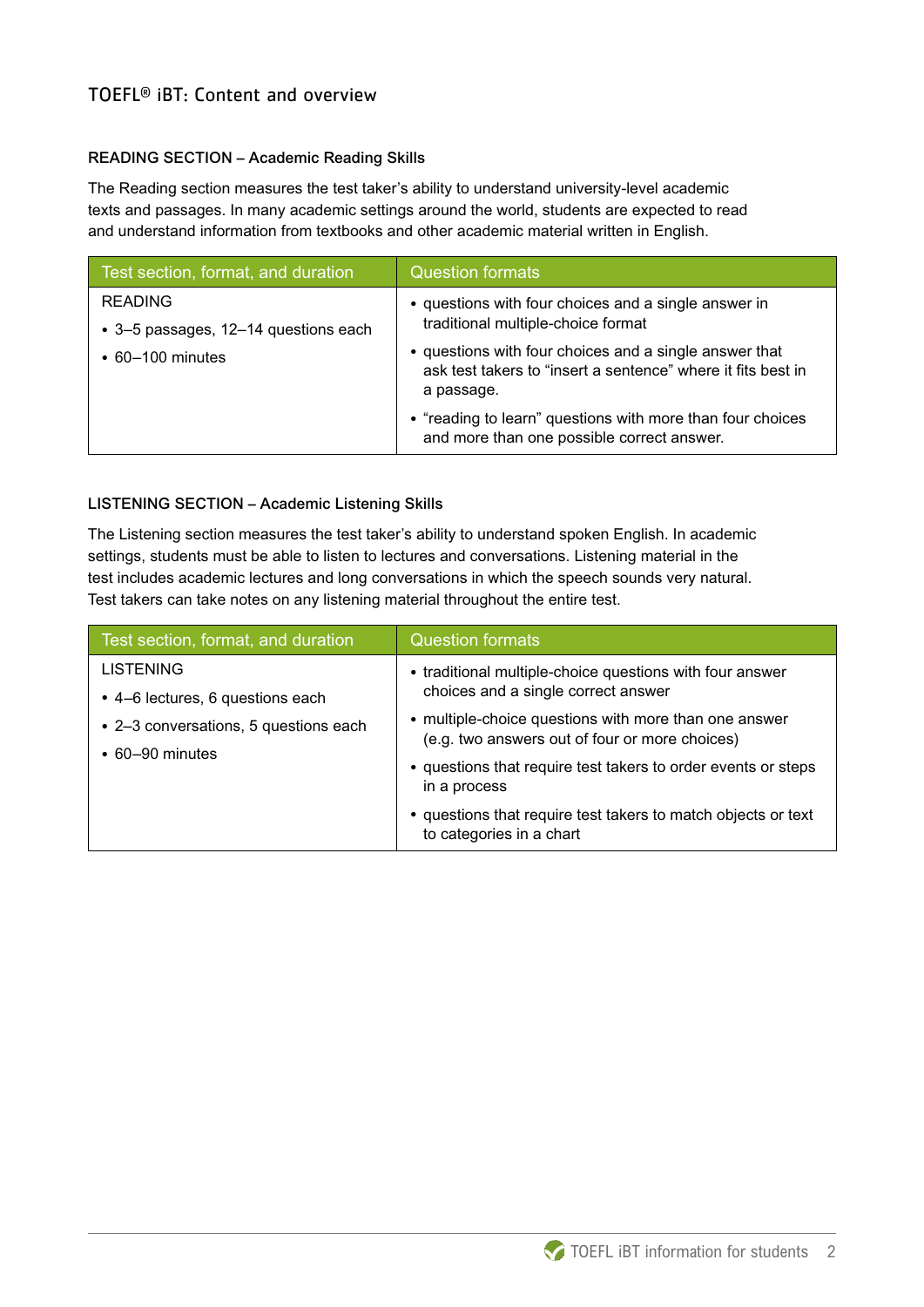# TOEFL® iBT: Content and overview

### READING SECTION – Academic Reading Skills

The Reading section measures the test taker's ability to understand university-level academic texts and passages. In many academic settings around the world, students are expected to read and understand information from textbooks and other academic material written in English.

| Test section, format, and duration | Question formats |
|---|---|
| READING<br>• 3–5 passages, 12–14 questions each<br>• 60–100 minutes | • questions with four choices and a single answer in traditional multiple-choice format<br>• questions with four choices and a single answer that ask test takers to "insert a sentence" where it fits best in a passage.<br>• "reading to learn" questions with more than four choices and more than one possible correct answer. |

### LISTENING SECTION – Academic Listening Skills

The Listening section measures the test taker's ability to understand spoken English. In academic settings, students must be able to listen to lectures and conversations. Listening material in the test includes academic lectures and long conversations in which the speech sounds very natural. Test takers can take notes on any listening material throughout the entire test.

| Test section, format, and duration | Question formats |
|---|---|
| LISTENING<br>• 4–6 lectures, 6 questions each<br>• 2–3 conversations, 5 questions each<br>• 60–90 minutes | • traditional multiple-choice questions with four answer choices and a single correct answer<br>• multiple-choice questions with more than one answer (e.g. two answers out of four or more choices)<br>• questions that require test takers to order events or steps in a process<br>• questions that require test takers to match objects or text to categories in a chart |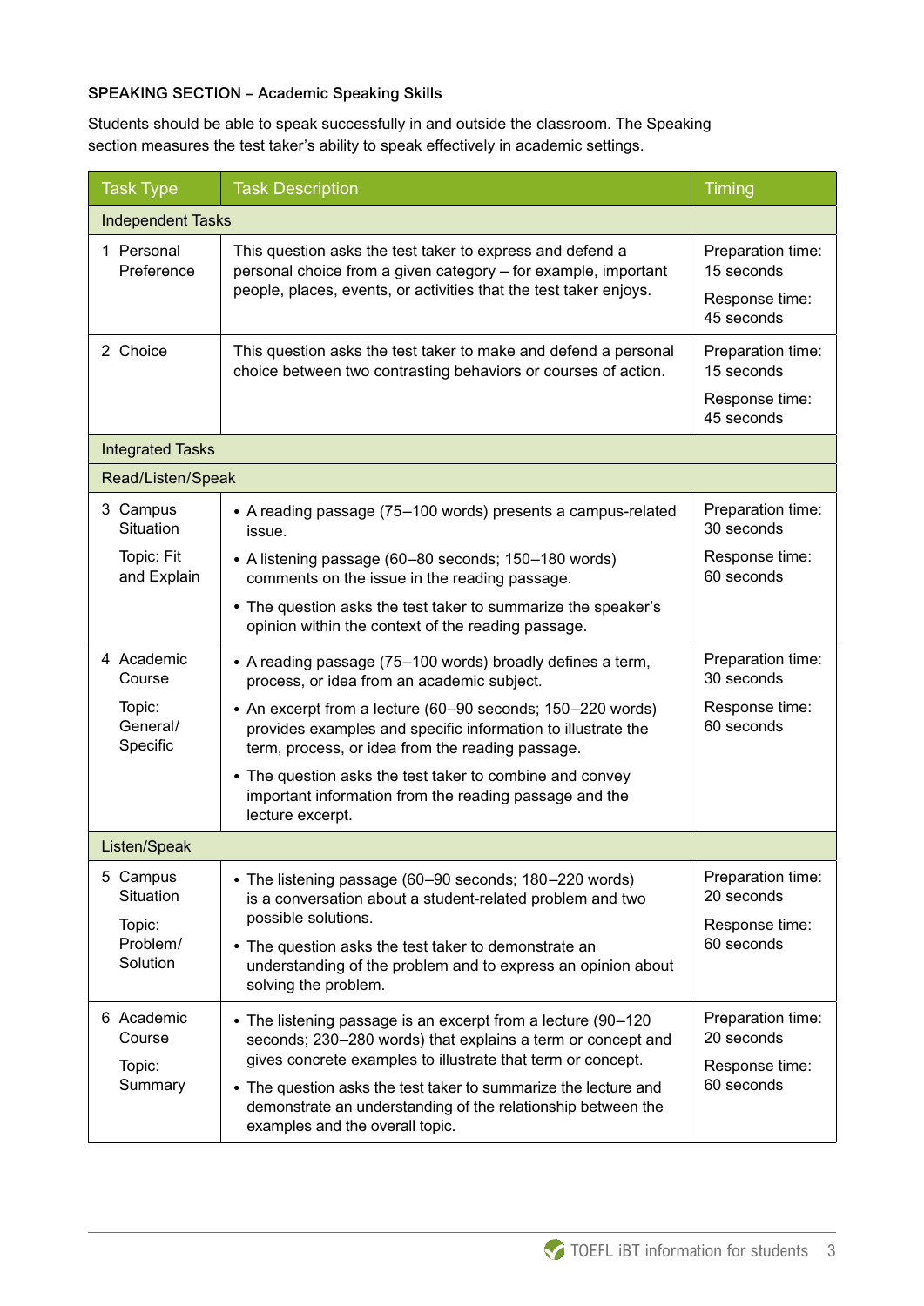### SPEAKING SECTION – Academic Speaking Skills

Students should be able to speak successfully in and outside the classroom. The Speaking section measures the test taker's ability to speak effectively in academic settings.

| Task Type | Task Description | Timing |
|---|---|---|
| **Independent Tasks** | | |
| 1 Personal Preference | This question asks the test taker to express and defend a personal choice from a given category – for example, important people, places, events, or activities that the test taker enjoys. | Preparation time: 15 seconds<br>Response time: 45 seconds |
| 2 Choice | This question asks the test taker to make and defend a personal choice between two contrasting behaviors or courses of action. | Preparation time: 15 seconds<br>Response time: 45 seconds |
| **Integrated Tasks** | | |
| **Read/Listen/Speak** | | |
| 3 Campus Situation<br>Topic: Fit and Explain | • A reading passage (75–100 words) presents a campus-related issue.<br>• A listening passage (60–80 seconds; 150–180 words) comments on the issue in the reading passage.<br>• The question asks the test taker to summarize the speaker's opinion within the context of the reading passage. | Preparation time: 30 seconds<br>Response time: 60 seconds |
| 4 Academic Course<br>Topic: General/ Specific | • A reading passage (75–100 words) broadly defines a term, process, or idea from an academic subject.<br>• An excerpt from a lecture (60–90 seconds; 150–220 words) provides examples and specific information to illustrate the term, process, or idea from the reading passage.<br>• The question asks the test taker to combine and convey important information from the reading passage and the lecture excerpt. | Preparation time: 30 seconds<br>Response time: 60 seconds |
| **Listen/Speak** | | |
| 5 Campus Situation<br>Topic: Problem/ Solution | • The listening passage (60–90 seconds; 180–220 words) is a conversation about a student-related problem and two possible solutions.<br>• The question asks the test taker to demonstrate an understanding of the problem and to express an opinion about solving the problem. | Preparation time: 20 seconds<br>Response time: 60 seconds |
| 6 Academic Course<br>Topic: Summary | • The listening passage is an excerpt from a lecture (90–120 seconds; 230–280 words) that explains a term or concept and gives concrete examples to illustrate that term or concept.<br>• The question asks the test taker to summarize the lecture and demonstrate an understanding of the relationship between the examples and the overall topic. | Preparation time: 20 seconds<br>Response time: 60 seconds |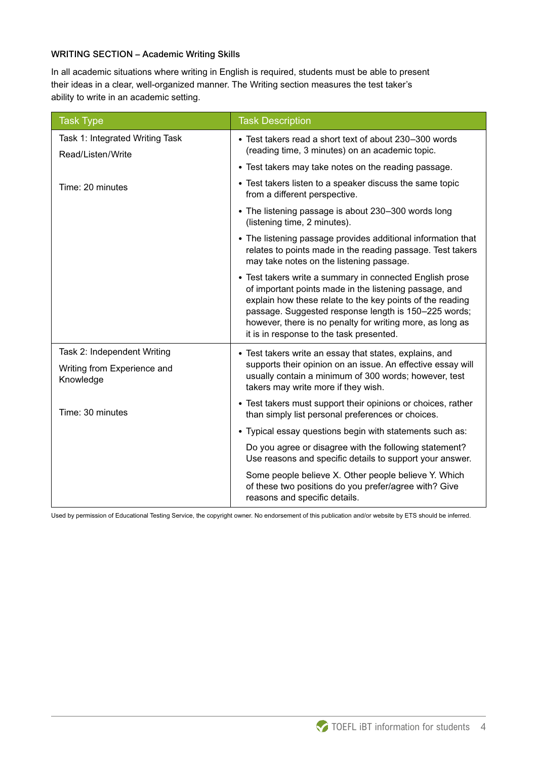### WRITING SECTION – Academic Writing Skills

In all academic situations where writing in English is required, students must be able to present their ideas in a clear, well-organized manner. The Writing section measures the test taker's ability to write in an academic setting.

| Task Type | Task Description |
|---|---|
| Task 1: Integrated Writing Task<br><br>Read/Listen/Write<br><br>Time: 20 minutes | • Test takers read a short text of about 230–300 words (reading time, 3 minutes) on an academic topic.<br>• Test takers may take notes on the reading passage.<br>• Test takers listen to a speaker discuss the same topic from a different perspective.<br>• The listening passage is about 230–300 words long (listening time, 2 minutes).<br>• The listening passage provides additional information that relates to points made in the reading passage. Test takers may take notes on the listening passage.<br>• Test takers write a summary in connected English prose of important points made in the listening passage, and explain how these relate to the key points of the reading passage. Suggested response length is 150–225 words; however, there is no penalty for writing more, as long as it is in response to the task presented. |
| Task 2: Independent Writing<br><br>Writing from Experience and Knowledge<br><br>Time: 30 minutes | • Test takers write an essay that states, explains, and supports their opinion on an issue. An effective essay will usually contain a minimum of 300 words; however, test takers may write more if they wish.<br>• Test takers must support their opinions or choices, rather than simply list personal preferences or choices.<br>• Typical essay questions begin with statements such as:<br>Do you agree or disagree with the following statement? Use reasons and specific details to support your answer.<br>Some people believe X. Other people believe Y. Which of these two positions do you prefer/agree with? Give reasons and specific details. |

Used by permission of Educational Testing Service, the copyright owner. No endorsement of this publication and/or website by ETS should be inferred.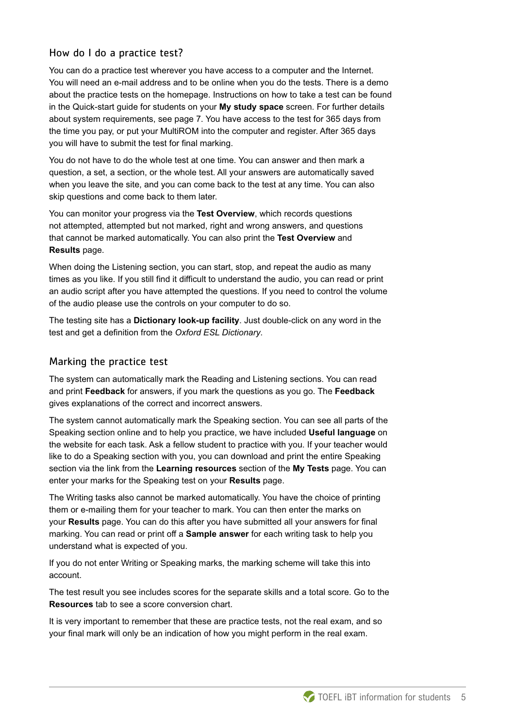## How do I do a practice test?

You can do a practice test wherever you have access to a computer and the Internet. You will need an e-mail address and to be online when you do the tests. There is a demo about the practice tests on the homepage. Instructions on how to take a test can be found in the Quick-start guide for students on your **My study space** screen. For further details about system requirements, see page 7. You have access to the test for 365 days from the time you pay, or put your MultiROM into the computer and register. After 365 days you will have to submit the test for final marking.

You do not have to do the whole test at one time. You can answer and then mark a question, a set, a section, or the whole test. All your answers are automatically saved when you leave the site, and you can come back to the test at any time. You can also skip questions and come back to them later.

You can monitor your progress via the **Test Overview**, which records questions not attempted, attempted but not marked, right and wrong answers, and questions that cannot be marked automatically. You can also print the **Test Overview** and **Results** page.

When doing the Listening section, you can start, stop, and repeat the audio as many times as you like. If you still find it difficult to understand the audio, you can read or print an audio script after you have attempted the questions. If you need to control the volume of the audio please use the controls on your computer to do so.

The testing site has a **Dictionary look-up facility**. Just double-click on any word in the test and get a definition from the *Oxford ESL Dictionary*.

## Marking the practice test

The system can automatically mark the Reading and Listening sections. You can read and print **Feedback** for answers, if you mark the questions as you go. The **Feedback** gives explanations of the correct and incorrect answers.

The system cannot automatically mark the Speaking section. You can see all parts of the Speaking section online and to help you practice, we have included **Useful language** on the website for each task. Ask a fellow student to practice with you. If your teacher would like to do a Speaking section with you, you can download and print the entire Speaking section via the link from the **Learning resources** section of the **My Tests** page. You can enter your marks for the Speaking test on your **Results** page.

The Writing tasks also cannot be marked automatically. You have the choice of printing them or e-mailing them for your teacher to mark. You can then enter the marks on your **Results** page. You can do this after you have submitted all your answers for final marking. You can read or print off a **Sample answer** for each writing task to help you understand what is expected of you.

If you do not enter Writing or Speaking marks, the marking scheme will take this into account.

The test result you see includes scores for the separate skills and a total score. Go to the **Resources** tab to see a score conversion chart.

It is very important to remember that these are practice tests, not the real exam, and so your final mark will only be an indication of how you might perform in the real exam.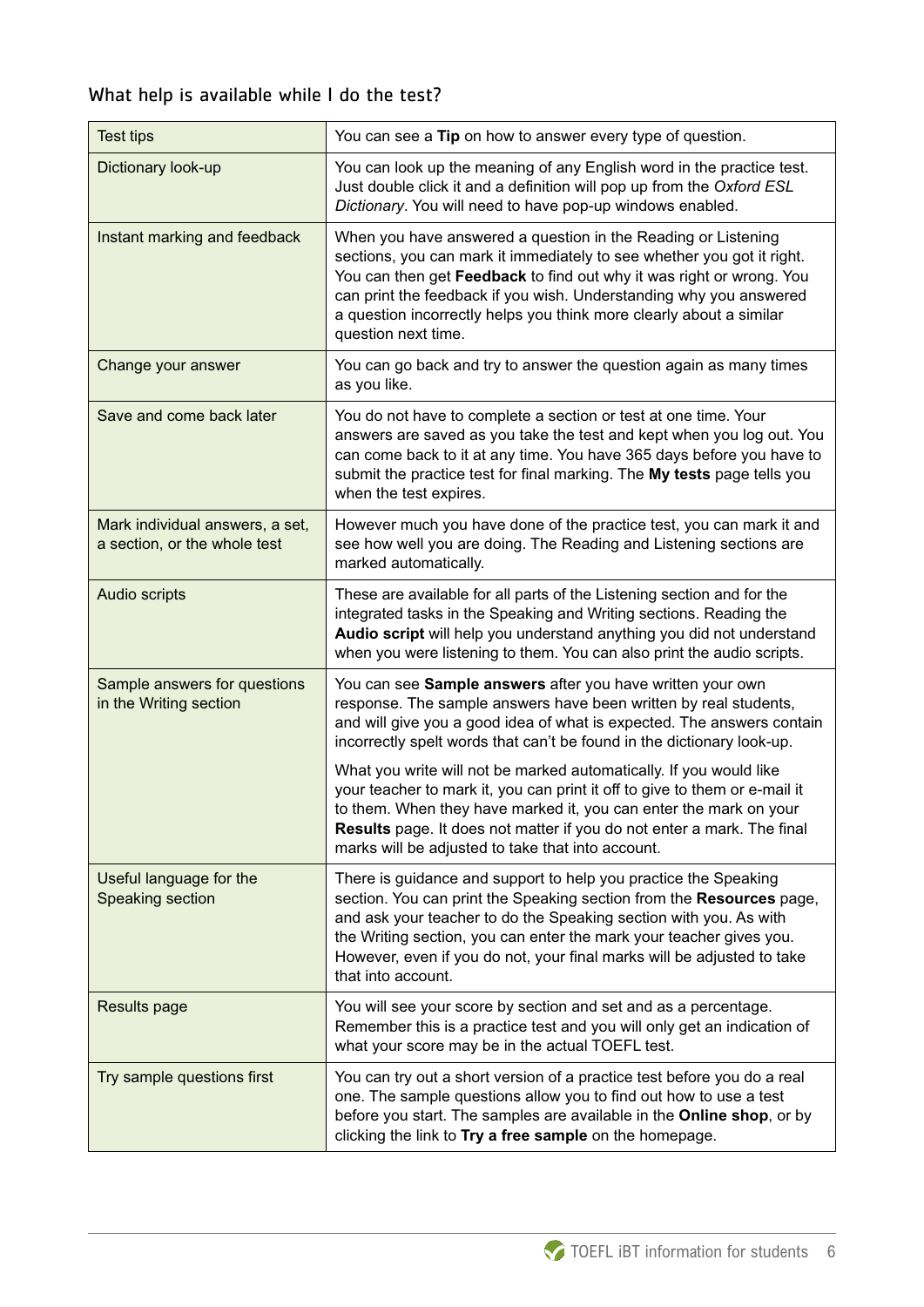## What help is available while I do the test?

| | |
|---|---|
| Test tips | You can see a **Tip** on how to answer every type of question. |
| Dictionary look-up | You can look up the meaning of any English word in the practice test. Just double click it and a definition will pop up from the *Oxford ESL Dictionary*. You will need to have pop-up windows enabled. |
| Instant marking and feedback | When you have answered a question in the Reading or Listening sections, you can mark it immediately to see whether you got it right. You can then get **Feedback** to find out why it was right or wrong. You can print the feedback if you wish. Understanding why you answered a question incorrectly helps you think more clearly about a similar question next time. |
| Change your answer | You can go back and try to answer the question again as many times as you like. |
| Save and come back later | You do not have to complete a section or test at one time. Your answers are saved as you take the test and kept when you log out. You can come back to it at any time. You have 365 days before you have to submit the practice test for final marking. The **My tests** page tells you when the test expires. |
| Mark individual answers, a set, a section, or the whole test | However much you have done of the practice test, you can mark it and see how well you are doing. The Reading and Listening sections are marked automatically. |
| Audio scripts | These are available for all parts of the Listening section and for the integrated tasks in the Speaking and Writing sections. Reading the **Audio script** will help you understand anything you did not understand when you were listening to them. You can also print the audio scripts. |
| Sample answers for questions in the Writing section | You can see **Sample answers** after you have written your own response. The sample answers have been written by real students, and will give you a good idea of what is expected. The answers contain incorrectly spelt words that can't be found in the dictionary look-up.<br><br>What you write will not be marked automatically. If you would like your teacher to mark it, you can print it off to give to them or e-mail it to them. When they have marked it, you can enter the mark on your **Results** page. It does not matter if you do not enter a mark. The final marks will be adjusted to take that into account. |
| Useful language for the Speaking section | There is guidance and support to help you practice the Speaking section. You can print the Speaking section from the **Resources** page, and ask your teacher to do the Speaking section with you. As with the Writing section, you can enter the mark your teacher gives you. However, even if you do not, your final marks will be adjusted to take that into account. |
| Results page | You will see your score by section and set and as a percentage. Remember this is a practice test and you will only get an indication of what your score may be in the actual TOEFL test. |
| Try sample questions first | You can try out a short version of a practice test before you do a real one. The sample questions allow you to find out how to use a test before you start. The samples are available in the **Online shop**, or by clicking the link to **Try a free sample** on the homepage. |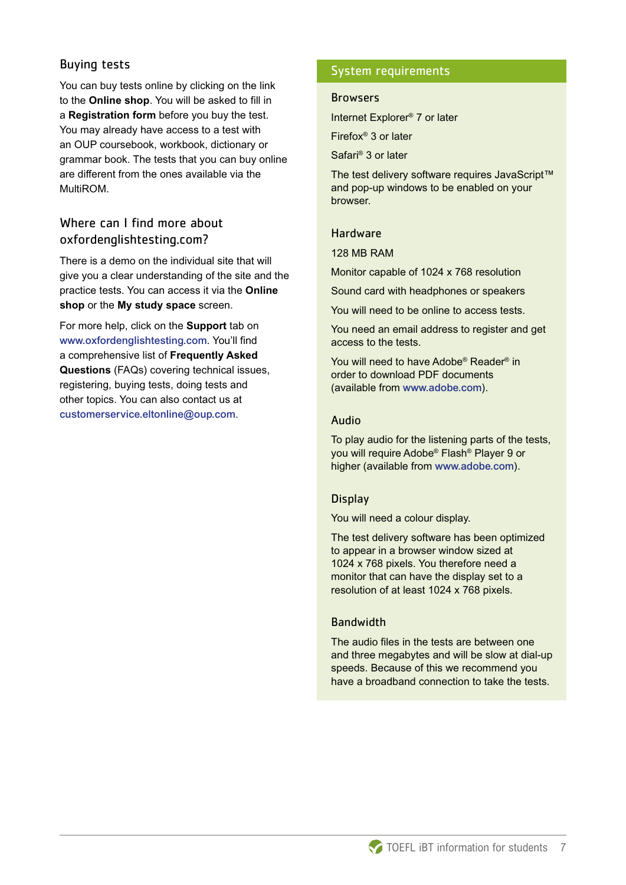## Buying tests

You can buy tests online by clicking on the link to the **Online shop**. You will be asked to fill in a **Registration form** before you buy the test. You may already have access to a test with an OUP coursebook, workbook, dictionary or grammar book. The tests that you can buy online are different from the ones available via the MultiROM.

## Where can I find more about oxfordenglishtesting.com?

There is a demo on the individual site that will give you a clear understanding of the site and the practice tests. You can access it via the **Online shop** or the **My study space** screen.

For more help, click on the **Support** tab on www.oxfordenglishtesting.com. You'll find a comprehensive list of **Frequently Asked Questions** (FAQs) covering technical issues, registering, buying tests, doing tests and other topics. You can also contact us at customerservice.eltonline@oup.com.

## System requirements

### Browsers

Internet Explorer® 7 or later

Firefox® 3 or later

Safari® 3 or later

The test delivery software requires JavaScript™ and pop-up windows to be enabled on your browser.

### Hardware

128 MB RAM

Monitor capable of 1024 x 768 resolution

Sound card with headphones or speakers

You will need to be online to access tests.

You need an email address to register and get access to the tests.

You will need to have Adobe® Reader® in order to download PDF documents (available from www.adobe.com).

### Audio

To play audio for the listening parts of the tests, you will require Adobe® Flash® Player 9 or higher (available from www.adobe.com).

### Display

You will need a colour display.

The test delivery software has been optimized to appear in a browser window sized at 1024 x 768 pixels. You therefore need a monitor that can have the display set to a resolution of at least 1024 x 768 pixels.

### Bandwidth

The audio files in the tests are between one and three megabytes and will be slow at dial-up speeds. Because of this we recommend you have a broadband connection to take the tests.